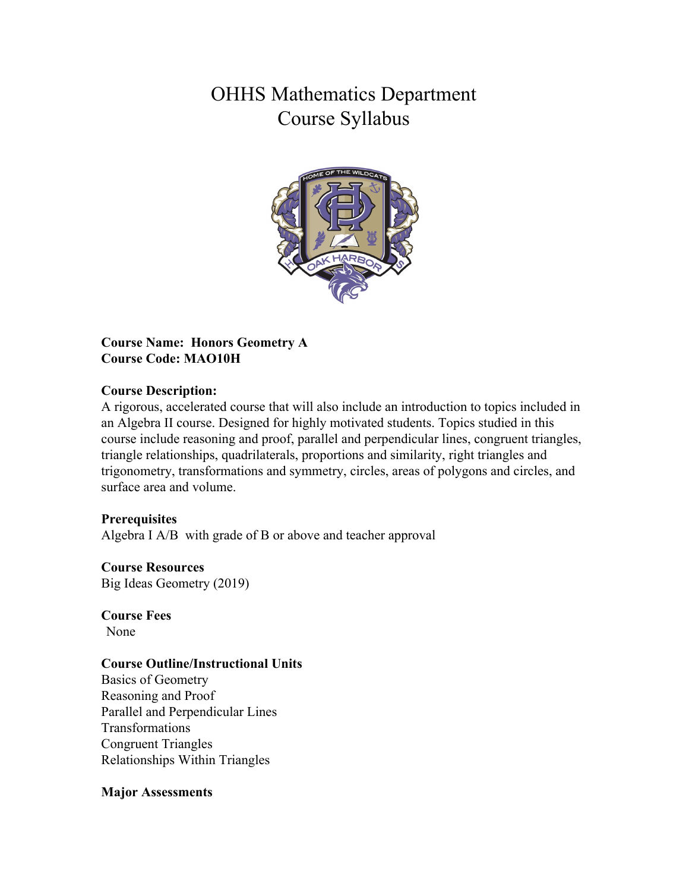# OHHS Mathematics Department
# Course Syllabus

**Course Name: Honors Geometry A**
**Course Code: MAO10H**

**Course Description:**
A rigorous, accelerated course that will also include an introduction to topics included in an Algebra II course. Designed for highly motivated students. Topics studied in this course include reasoning and proof, parallel and perpendicular lines, congruent triangles, triangle relationships, quadrilaterals, proportions and similarity, right triangles and trigonometry, transformations and symmetry, circles, areas of polygons and circles, and surface area and volume.

**Prerequisites**
Algebra I A/B with grade of B or above and teacher approval

**Course Resources**
Big Ideas Geometry (2019)

**Course Fees**
None

**Course Outline/Instructional Units**
Basics of Geometry
Reasoning and Proof
Parallel and Perpendicular Lines
Transformations
Congruent Triangles
Relationships Within Triangles

**Major Assessments**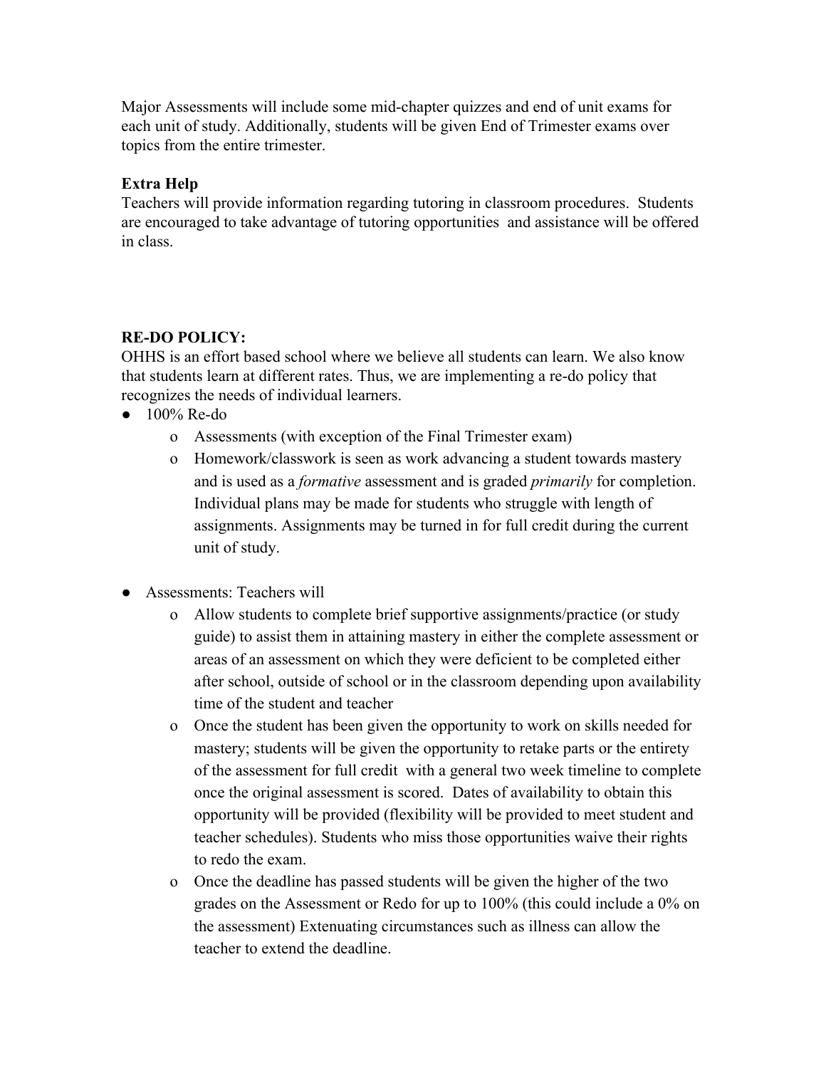Major Assessments will include some mid-chapter quizzes and end of unit exams for each unit of study. Additionally, students will be given End of Trimester exams over topics from the entire trimester.

**Extra Help**

Teachers will provide information regarding tutoring in classroom procedures. Students are encouraged to take advantage of tutoring opportunities and assistance will be offered in class.

**RE-DO POLICY:**

OHHS is an effort based school where we believe all students can learn. We also know that students learn at different rates. Thus, we are implementing a re-do policy that recognizes the needs of individual learners.

- 100% Re-do
  - Assessments (with exception of the Final Trimester exam)
  - Homework/classwork is seen as work advancing a student towards mastery and is used as a *formative* assessment and is graded *primarily* for completion. Individual plans may be made for students who struggle with length of assignments. Assignments may be turned in for full credit during the current unit of study.

- Assessments: Teachers will
  - Allow students to complete brief supportive assignments/practice (or study guide) to assist them in attaining mastery in either the complete assessment or areas of an assessment on which they were deficient to be completed either after school, outside of school or in the classroom depending upon availability time of the student and teacher
  - Once the student has been given the opportunity to work on skills needed for mastery; students will be given the opportunity to retake parts or the entirety of the assessment for full credit with a general two week timeline to complete once the original assessment is scored. Dates of availability to obtain this opportunity will be provided (flexibility will be provided to meet student and teacher schedules). Students who miss those opportunities waive their rights to redo the exam.
  - Once the deadline has passed students will be given the higher of the two grades on the Assessment or Redo for up to 100% (this could include a 0% on the assessment) Extenuating circumstances such as illness can allow the teacher to extend the deadline.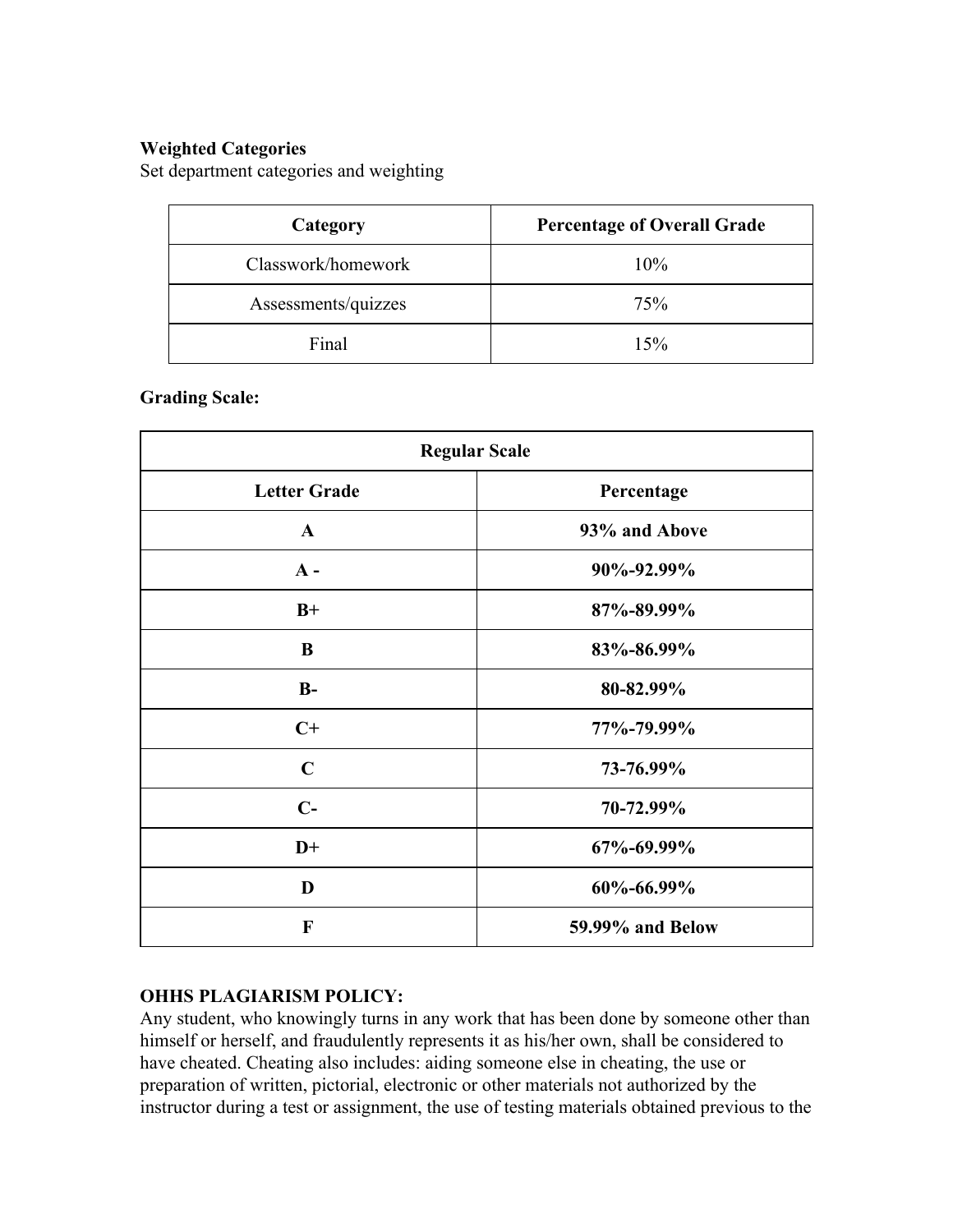**Weighted Categories**

Set department categories and weighting

| Category | Percentage of Overall Grade |
|---|---|
| Classwork/homework | 10% |
| Assessments/quizzes | 75% |
| Final | 15% |

**Grading Scale:**

| Regular Scale | |
|---|---|
| **Letter Grade** | **Percentage** |
| **A** | **93% and Above** |
| **A -** | **90%-92.99%** |
| **B+** | **87%-89.99%** |
| **B** | **83%-86.99%** |
| **B-** | **80-82.99%** |
| **C+** | **77%-79.99%** |
| **C** | **73-76.99%** |
| **C-** | **70-72.99%** |
| **D+** | **67%-69.99%** |
| **D** | **60%-66.99%** |
| **F** | **59.99% and Below** |

**OHHS PLAGIARISM POLICY:**

Any student, who knowingly turns in any work that has been done by someone other than himself or herself, and fraudulently represents it as his/her own, shall be considered to have cheated. Cheating also includes: aiding someone else in cheating, the use or preparation of written, pictorial, electronic or other materials not authorized by the instructor during a test or assignment, the use of testing materials obtained previous to the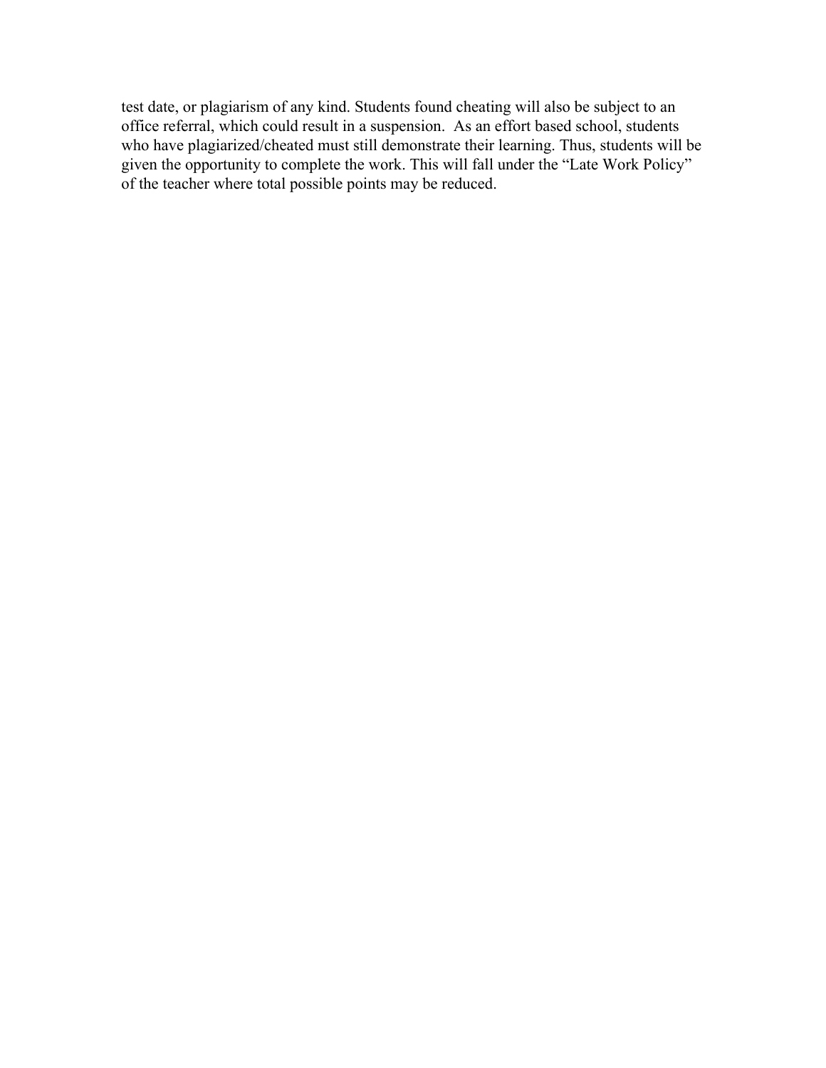test date, or plagiarism of any kind. Students found cheating will also be subject to an office referral, which could result in a suspension. As an effort based school, students who have plagiarized/cheated must still demonstrate their learning. Thus, students will be given the opportunity to complete the work. This will fall under the "Late Work Policy" of the teacher where total possible points may be reduced.